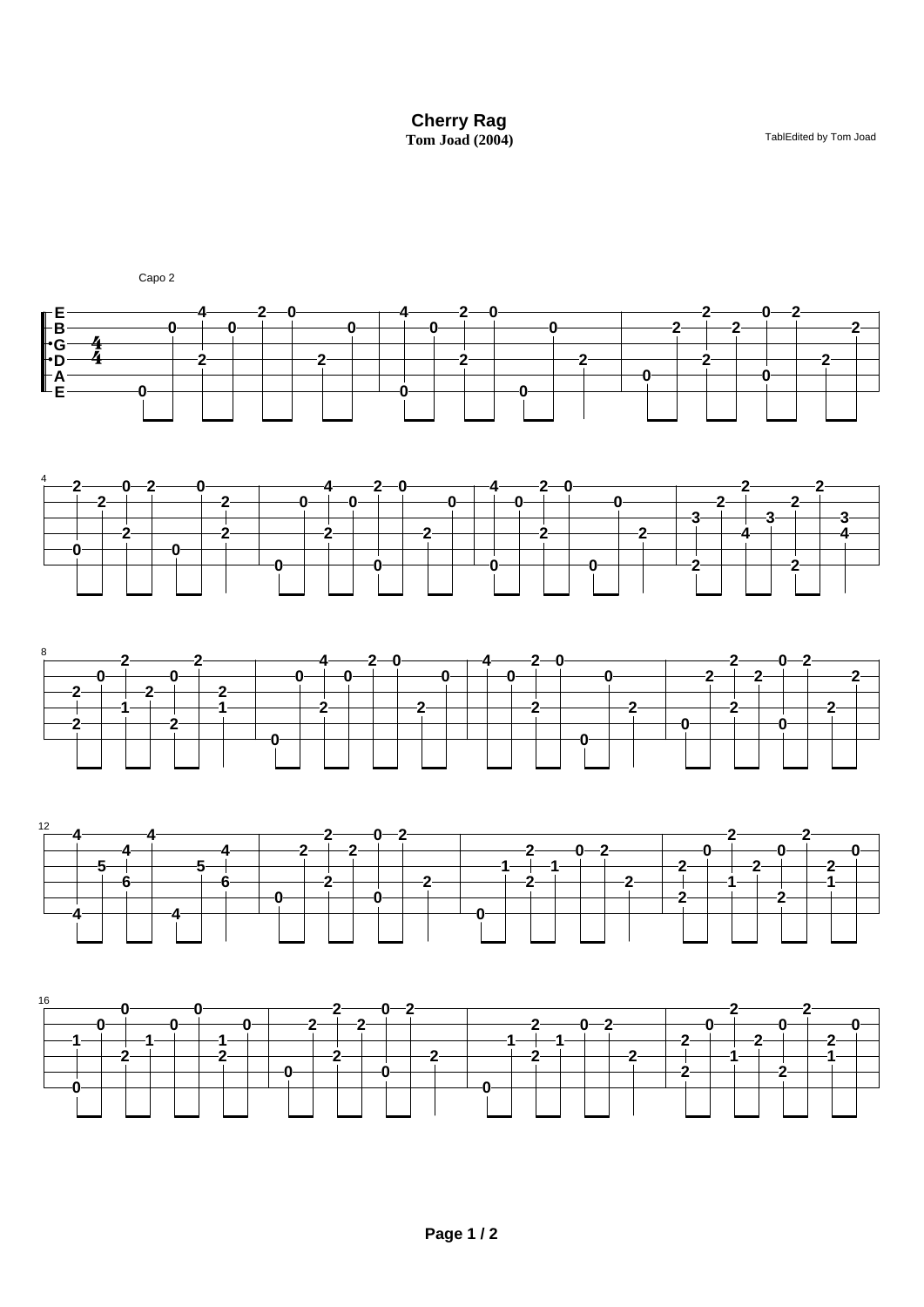# Cherry Rag

**Tom Joad (2004)**

TablEdited by Tom Joad

Capo 2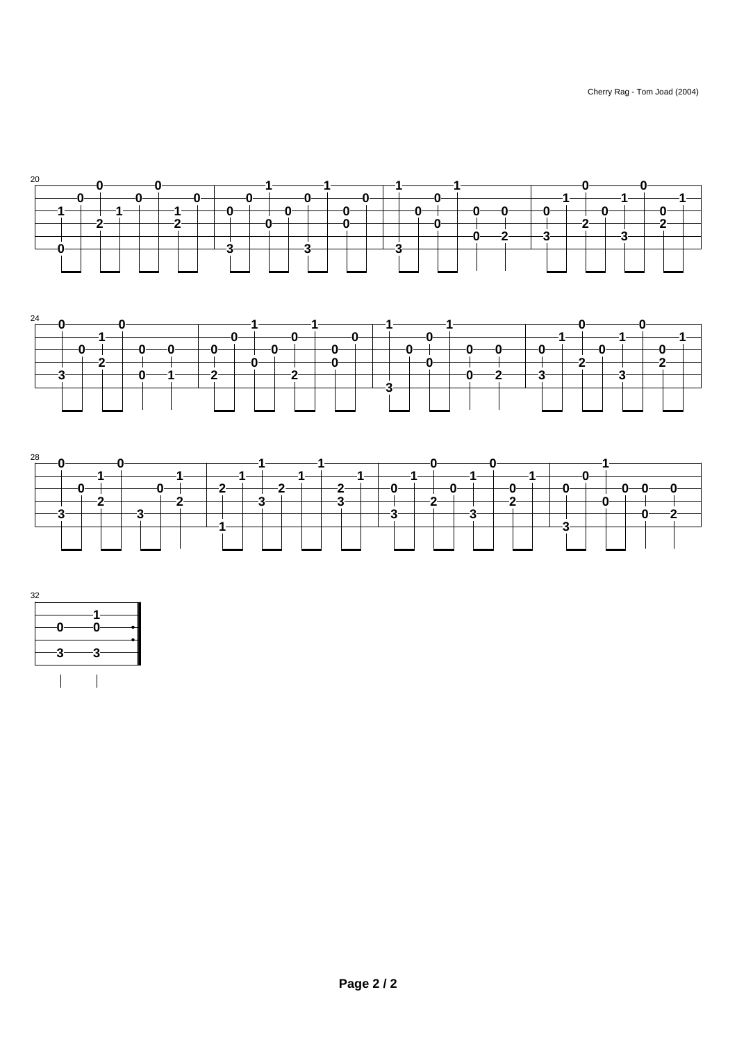20

24

28

32